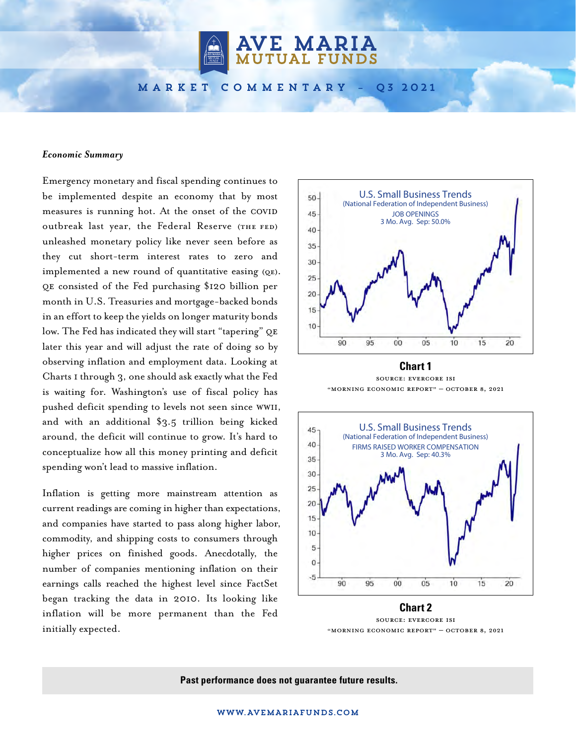# AVE MARIA MUTUAL FUNDS

## MARKET COMMENTARY – Q3 2021

### *Economic Summary*

Emergency monetary and fiscal spending continues to be implemented despite an economy that by most measures is running hot. At the onset of the COVID outbreak last year, the Federal Reserve (THE FED) unleashed monetary policy like never seen before as they cut short-term interest rates to zero and implemented a new round of quantitative easing (QE). QE consisted of the Fed purchasing $120 billion per month in U.S. Treasuries and mortgage-backed bonds in an effort to keep the yields on longer maturity bonds low. The Fed has indicated they will start "tapering" QE later this year and will adjust the rate of doing so by observing inflation and employment data. Looking at Charts 1 through 3, one should ask exactly what the Fed is waiting for. Washington's use of fiscal policy has pushed deficit spending to levels not seen since WWII, and with an additional $3.5 trillion being kicked around, the deficit will continue to grow. It's hard to conceptualize how all this money printing and deficit spending won't lead to massive inflation.

Inflation is getting more mainstream attention as current readings are coming in higher than expectations, and companies have started to pass along higher labor, commodity, and shipping costs to consumers through higher prices on finished goods. Anecdotally, the number of companies mentioning inflation on their earnings calls reached the highest level since FactSet began tracking the data in 2010. Its looking like inflation will be more permanent than the Fed initially expected.

U.S. Small Business Trends (National Federation of Independent Business) JOB OPENINGS 3 Mo. Avg. Sep: 50.0%

**Chart 1**

SOURCE: EVERCORE ISI "MORNING ECONOMIC REPORT" – OCTOBER 8, 2021

U.S. Small Business Trends (National Federation of Independent Business) FIRMS RAISED WORKER COMPENSATION 3 Mo. Avg. Sep: 40.3%

**Chart 2**

SOURCE: EVERCORE ISI "MORNING ECONOMIC REPORT" – OCTOBER 8, 2021

**Past performance does not guarantee future results.**

WWW.AVEMARIAFUNDS.COM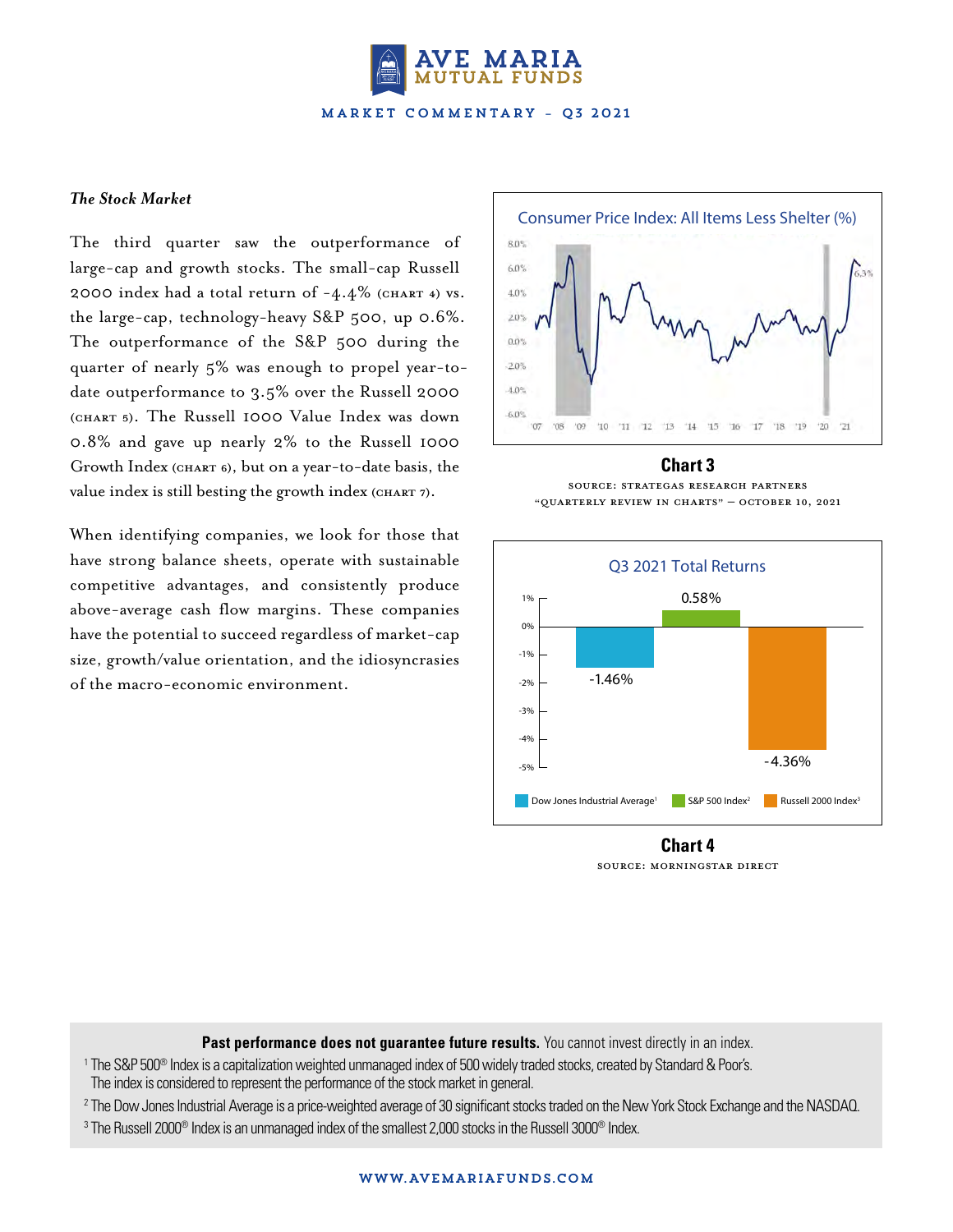### *The Stock Market*

The third quarter saw the outperformance of large-cap and growth stocks. The small-cap Russell 2000 index had a total return of -4.4% (CHART 4) vs. the large-cap, technology-heavy S&P 500, up 0.6%. The outperformance of the S&P 500 during the quarter of nearly 5% was enough to propel year-to-date outperformance to 3.5% over the Russell 2000 (CHART 5). The Russell 1000 Value Index was down 0.8% and gave up nearly 2% to the Russell 1000 Growth Index (CHART 6), but on a year-to-date basis, the value index is still besting the growth index (CHART 7).

When identifying companies, we look for those that have strong balance sheets, operate with sustainable competitive advantages, and consistently produce above-average cash flow margins. These companies have the potential to succeed regardless of market-cap size, growth/value orientation, and the idiosyncrasies of the macro-economic environment.

Consumer Price Index: All Items Less Shelter (%)

8.0%
6.0%
4.0%
2.0%
0.0%
-2.0%
-4.0%
-6.0%

'07 '08 '09 '10 '11 '12 '13 '14 '15 '16 '17 '18 '19 '20 '21

6.3%

**Chart 3**

SOURCE: STRATEGAS RESEARCH PARTNERS "QUARTERLY REVIEW IN CHARTS" — OCTOBER 10, 2021

Q3 2021 Total Returns

1%
0%
-1%
-2%
-3%
-4%
-5%

-1.46%
0.58%
-4.36%

Dow Jones Industrial Average[1] S&P 500 Index[2] Russell 2000 Index[3]

**Chart 4**

SOURCE: MORNINGSTAR DIRECT

**Past performance does not guarantee future results.** You cannot invest directly in an index.

[1] The S&P 500® Index is a capitalization weighted unmanaged index of 500 widely traded stocks, created by Standard & Poor's. The index is considered to represent the performance of the stock market in general.

[2] The Dow Jones Industrial Average is a price-weighted average of 30 significant stocks traded on the New York Stock Exchange and the NASDAQ.

[3] The Russell 2000® Index is an unmanaged index of the smallest 2,000 stocks in the Russell 3000® Index.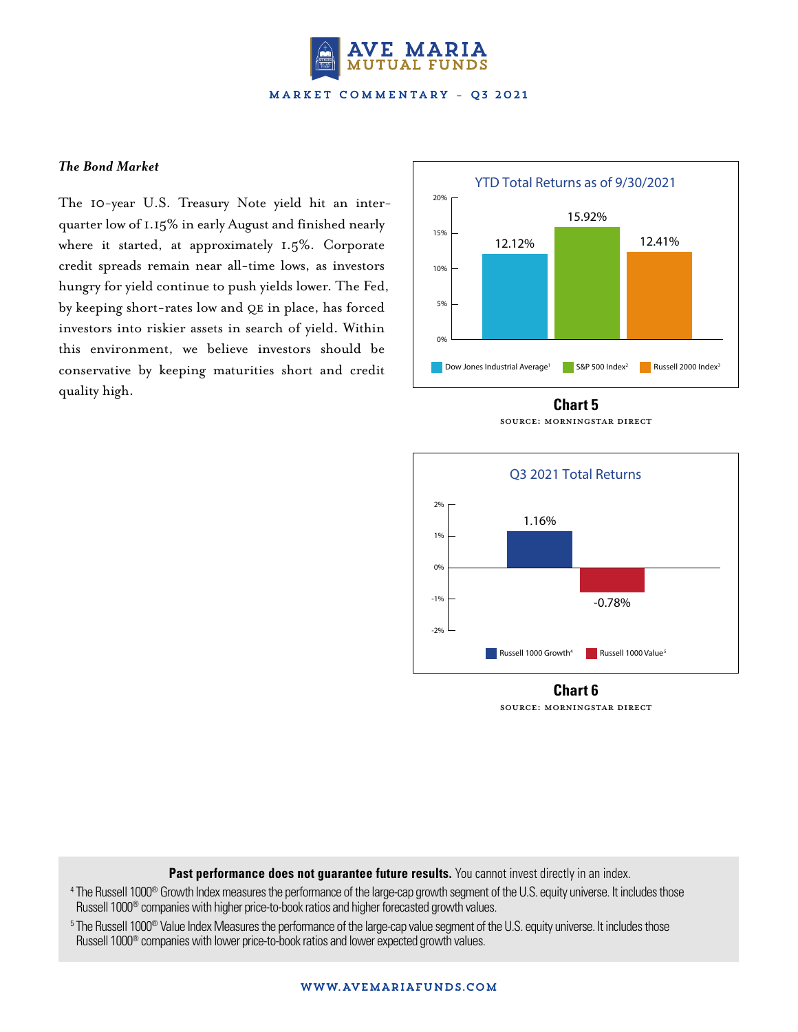### *The Bond Market*

The 10-year U.S. Treasury Note yield hit an inter-quarter low of 1.15% in early August and finished nearly where it started, at approximately 1.5%. Corporate credit spreads remain near all-time lows, as investors hungry for yield continue to push yields lower. The Fed, by keeping short-rates low and QE in place, has forced investors into riskier assets in search of yield. Within this environment, we believe investors should be conservative by keeping maturities short and credit quality high.

YTD Total Returns as of 9/30/2021

20%
15%
10%
5%
0%

12.12%
15.92%
12.41%

Dow Jones Industrial Average[1]
S&P 500 Index[2]
Russell 2000 Index[3]

**Chart 5**

SOURCE: MORNINGSTAR DIRECT

Q3 2021 Total Returns

2%
1%
0%
-1%
-2%

1.16%
-0.78%

Russell 1000 Growth[4]
Russell 1000 Value[5]

**Chart 6**

SOURCE: MORNINGSTAR DIRECT

**Past performance does not guarantee future results.** You cannot invest directly in an index.

[4] The Russell 1000® Growth Index measures the performance of the large-cap growth segment of the U.S. equity universe. It includes those Russell 1000® companies with higher price-to-book ratios and higher forecasted growth values.

[5] The Russell 1000® Value Index Measures the performance of the large-cap value segment of the U.S. equity universe. It includes those Russell 1000® companies with lower price-to-book ratios and lower expected growth values.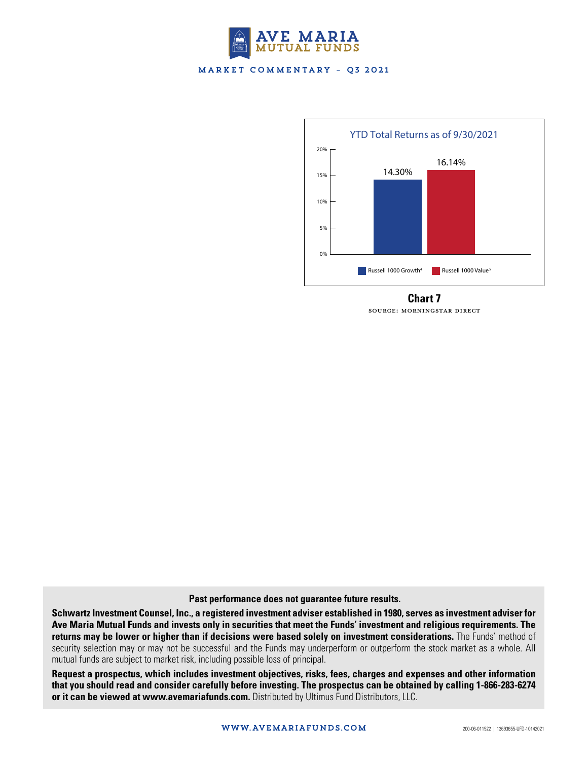YTD Total Returns as of 9/30/2021

20%
15%
10%
5%
0%

14.30%
16.14%

Russell 1000 Growth[4]
Russell 1000 Value[5]

**Chart 7**

SOURCE: MORNINGSTAR DIRECT

**Past performance does not guarantee future results.**

**Schwartz Investment Counsel, Inc., a registered investment adviser established in 1980, serves as investment adviser for Ave Maria Mutual Funds and invests only in securities that meet the Funds' investment and religious requirements. The returns may be lower or higher than if decisions were based solely on investment considerations.** The Funds' method of security selection may or may not be successful and the Funds may underperform or outperform the stock market as a whole. All mutual funds are subject to market risk, including possible loss of principal.

**Request a prospectus, which includes investment objectives, risks, fees, charges and expenses and other information that you should read and consider carefully before investing. The prospectus can be obtained by calling 1-866-283-6274 or it can be viewed at www.avemariafunds.com.** Distributed by Ultimus Fund Distributors, LLC.

200-06-011522 | 13693655-UFD-10142021